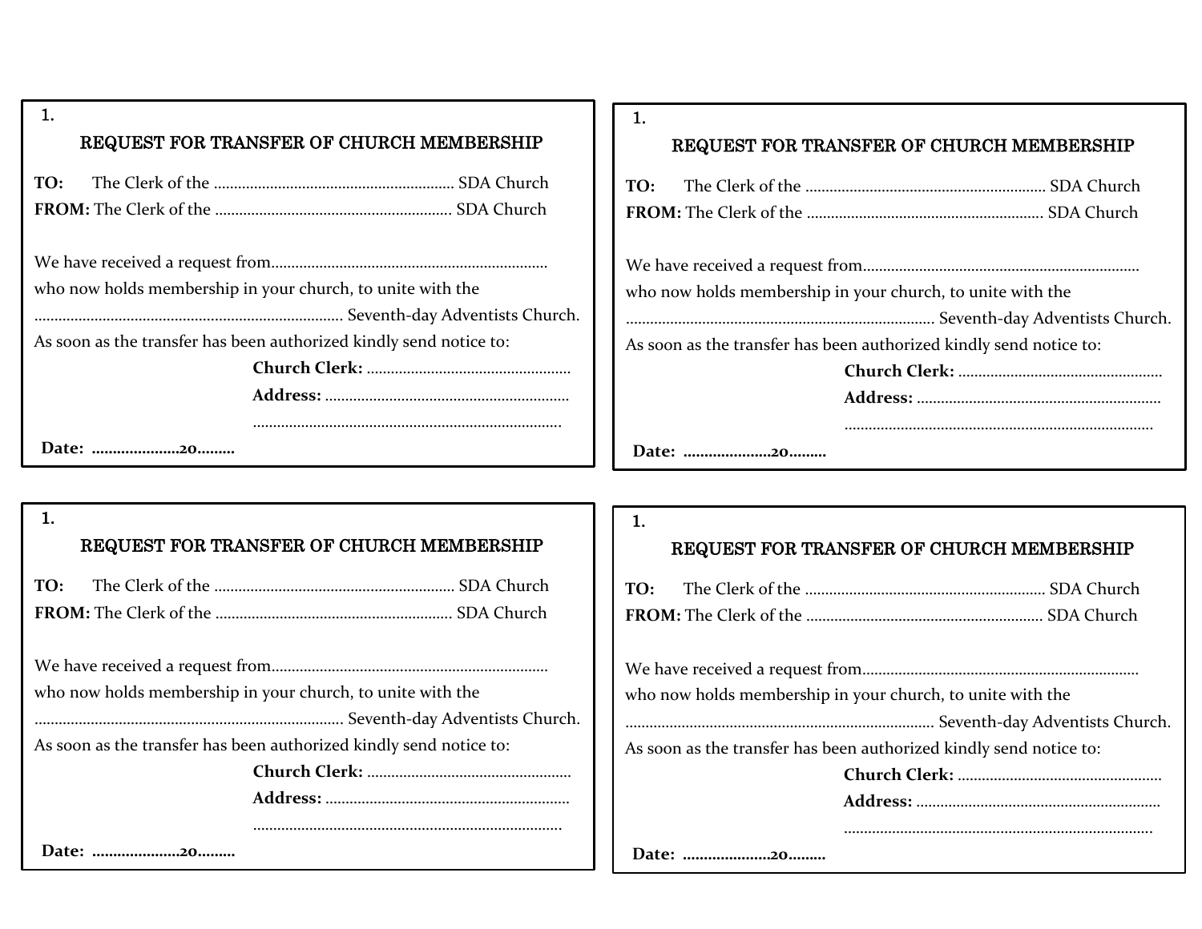1.

## REQUEST FOR TRANSFER OF CHURCH MEMBERSHIP

**TO:** The Clerk of the ............................................................ SDA Church

**FROM:** The Clerk of the ........................................................... SDA Church

We have received a request from.....................................................................
who now holds membership in your church, to unite with the
............................................................................. Seventh-day Adventists Church.
As soon as the transfer has been authorized kindly send notice to:

**Church Clerk:** ...................................................

**Address:** .............................................................

.............................................................................

**Date: .....................20.........**

1.

## REQUEST FOR TRANSFER OF CHURCH MEMBERSHIP

**TO:** The Clerk of the ............................................................ SDA Church

**FROM:** The Clerk of the ........................................................... SDA Church

We have received a request from.....................................................................
who now holds membership in your church, to unite with the
............................................................................. Seventh-day Adventists Church.
As soon as the transfer has been authorized kindly send notice to:

**Church Clerk:** ...................................................

**Address:** .............................................................

.............................................................................

**Date: .....................20.........**

1.

## REQUEST FOR TRANSFER OF CHURCH MEMBERSHIP

**TO:** The Clerk of the ............................................................ SDA Church

**FROM:** The Clerk of the ........................................................... SDA Church

We have received a request from.....................................................................
who now holds membership in your church, to unite with the
............................................................................. Seventh-day Adventists Church.
As soon as the transfer has been authorized kindly send notice to:

**Church Clerk:** ...................................................

**Address:** .............................................................

.............................................................................

**Date: .....................20.........**

1.

## REQUEST FOR TRANSFER OF CHURCH MEMBERSHIP

**TO:** The Clerk of the ............................................................ SDA Church

**FROM:** The Clerk of the ........................................................... SDA Church

We have received a request from.....................................................................
who now holds membership in your church, to unite with the
............................................................................. Seventh-day Adventists Church.
As soon as the transfer has been authorized kindly send notice to:

**Church Clerk:** ...................................................

**Address:** .............................................................

.............................................................................

**Date: .....................20.........**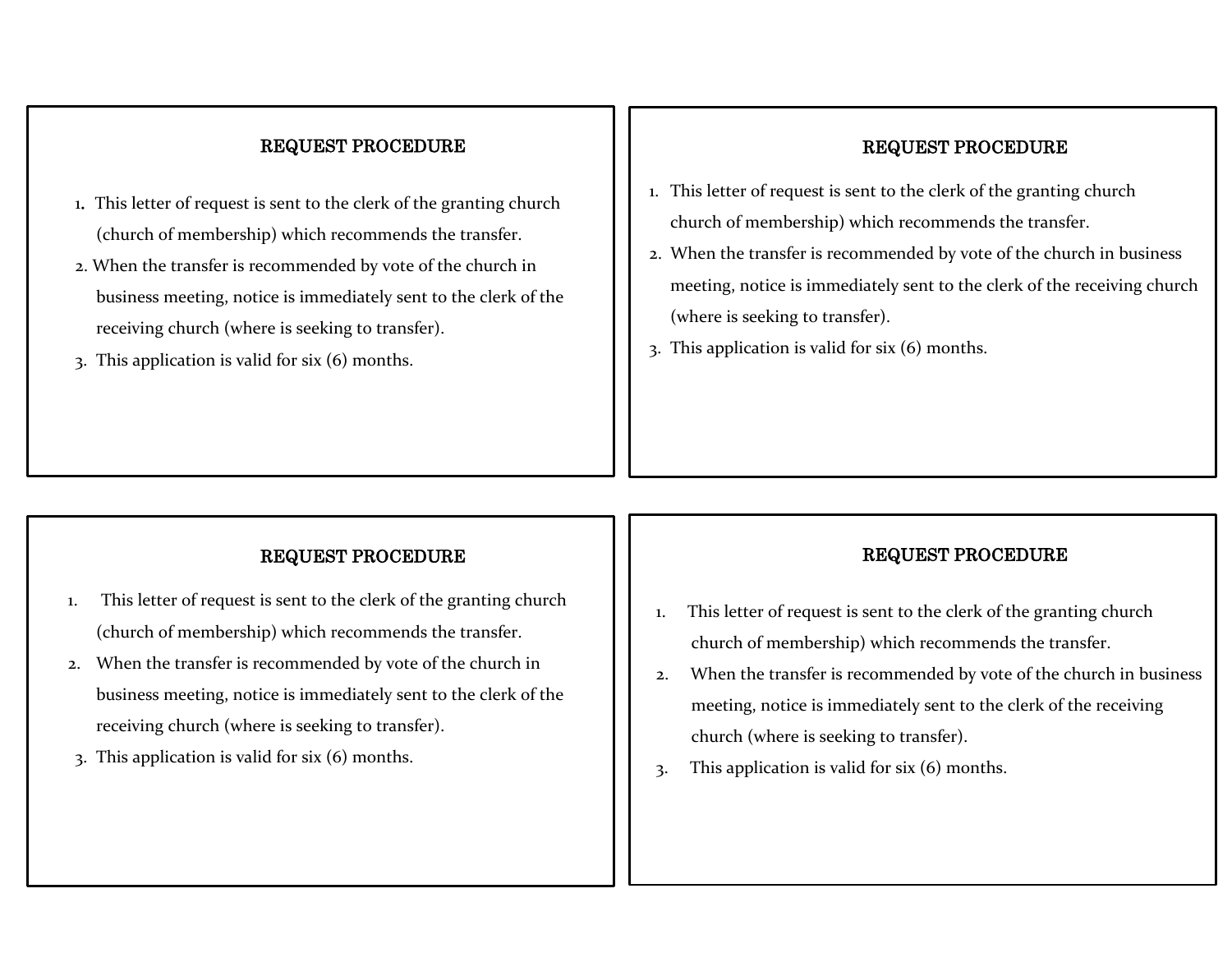## REQUEST PROCEDURE

1. This letter of request is sent to the clerk of the granting church (church of membership) which recommends the transfer.
2. When the transfer is recommended by vote of the church in business meeting, notice is immediately sent to the clerk of the receiving church (where is seeking to transfer).
3. This application is valid for six (6) months.

## REQUEST PROCEDURE

1. This letter of request is sent to the clerk of the granting church church of membership) which recommends the transfer.
2. When the transfer is recommended by vote of the church in business meeting, notice is immediately sent to the clerk of the receiving church (where is seeking to transfer).
3. This application is valid for six (6) months.

## REQUEST PROCEDURE

1. This letter of request is sent to the clerk of the granting church (church of membership) which recommends the transfer.
2. When the transfer is recommended by vote of the church in business meeting, notice is immediately sent to the clerk of the receiving church (where is seeking to transfer).
3. This application is valid for six (6) months.

## REQUEST PROCEDURE

1. This letter of request is sent to the clerk of the granting church church of membership) which recommends the transfer.
2. When the transfer is recommended by vote of the church in business meeting, notice is immediately sent to the clerk of the receiving church (where is seeking to transfer).
3. This application is valid for six (6) months.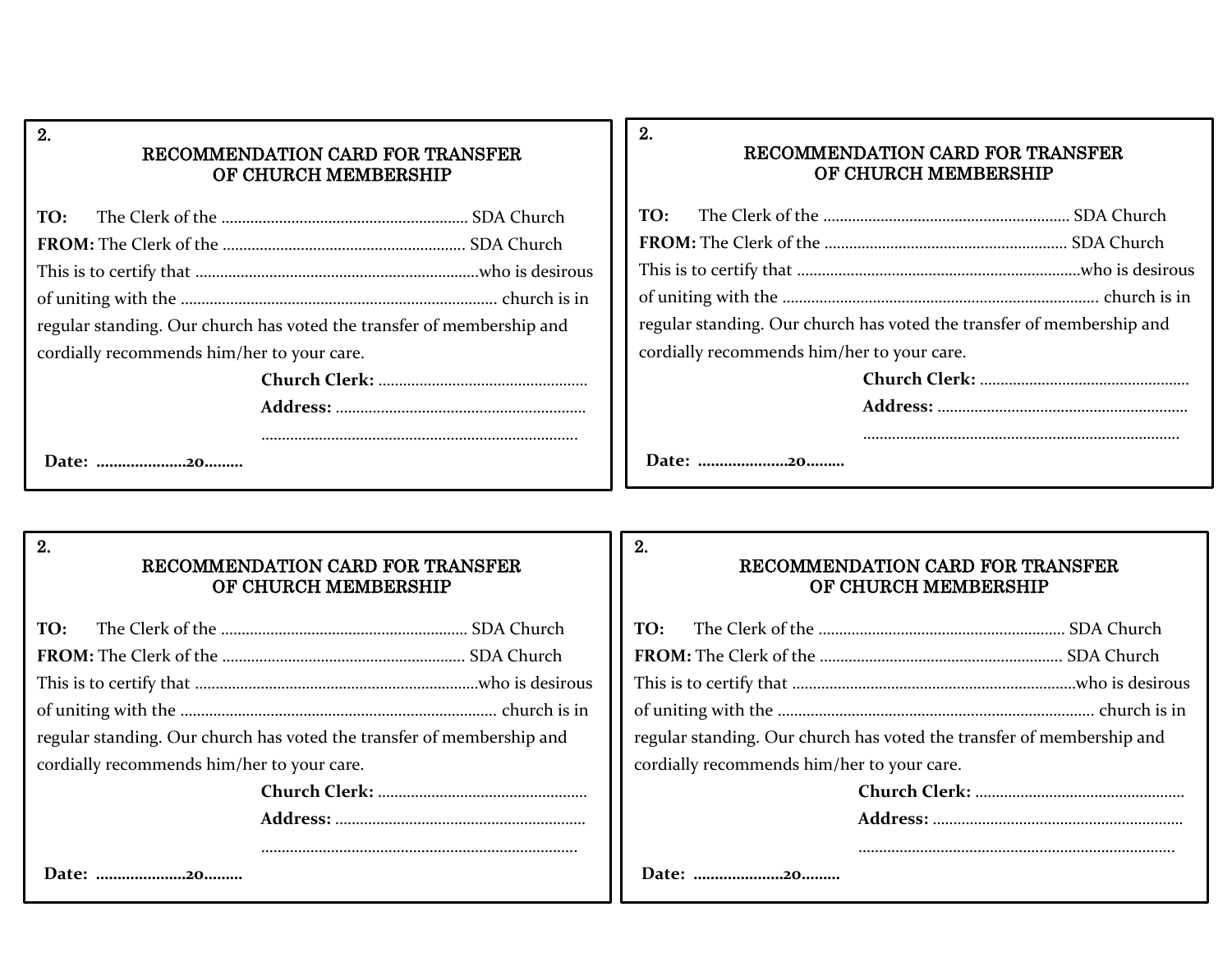2.

## RECOMMENDATION CARD FOR TRANSFER OF CHURCH MEMBERSHIP

**TO:** The Clerk of the ........................................................... SDA Church
**FROM:** The Clerk of the .......................................................... SDA Church
This is to certify that ....................................................................who is desirous of uniting with the ........................................................................... church is in regular standing. Our church has voted the transfer of membership and cordially recommends him/her to your care.

**Church Clerk:** ..................................................
**Address:** ............................................................
...........................................................................

**Date: ....................20.........**

2.

## RECOMMENDATION CARD FOR TRANSFER OF CHURCH MEMBERSHIP

**TO:** The Clerk of the ........................................................... SDA Church
**FROM:** The Clerk of the .......................................................... SDA Church
This is to certify that ....................................................................who is desirous of uniting with the ........................................................................... church is in regular standing. Our church has voted the transfer of membership and cordially recommends him/her to your care.

**Church Clerk:** ..................................................
**Address:** ............................................................
...........................................................................

**Date: ....................20.........**

2.

## RECOMMENDATION CARD FOR TRANSFER OF CHURCH MEMBERSHIP

**TO:** The Clerk of the ........................................................... SDA Church
**FROM:** The Clerk of the .......................................................... SDA Church
This is to certify that ....................................................................who is desirous of uniting with the ........................................................................... church is in regular standing. Our church has voted the transfer of membership and cordially recommends him/her to your care.

**Church Clerk:** ..................................................
**Address:** ............................................................
...........................................................................

**Date: ....................20.........**

2.

## RECOMMENDATION CARD FOR TRANSFER OF CHURCH MEMBERSHIP

**TO:** The Clerk of the ........................................................... SDA Church
**FROM:** The Clerk of the .......................................................... SDA Church
This is to certify that ....................................................................who is desirous of uniting with the ........................................................................... church is in regular standing. Our church has voted the transfer of membership and cordially recommends him/her to your care.

**Church Clerk:** ..................................................
**Address:** ............................................................
...........................................................................

**Date: ....................20.........**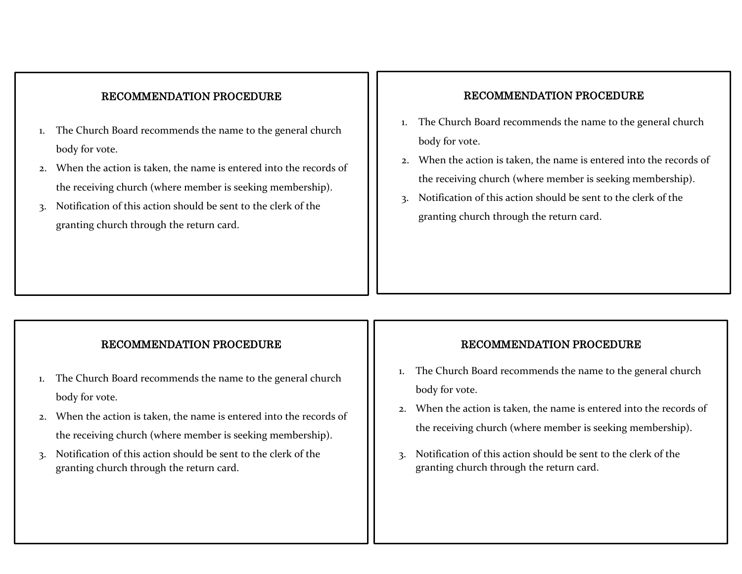## RECOMMENDATION PROCEDURE

1. The Church Board recommends the name to the general church body for vote.
2. When the action is taken, the name is entered into the records of the receiving church (where member is seeking membership).
3. Notification of this action should be sent to the clerk of the granting church through the return card.

## RECOMMENDATION PROCEDURE

1. The Church Board recommends the name to the general church body for vote.
2. When the action is taken, the name is entered into the records of the receiving church (where member is seeking membership).
3. Notification of this action should be sent to the clerk of the granting church through the return card.

## RECOMMENDATION PROCEDURE

1. The Church Board recommends the name to the general church body for vote.
2. When the action is taken, the name is entered into the records of the receiving church (where member is seeking membership).
3. Notification of this action should be sent to the clerk of the granting church through the return card.

## RECOMMENDATION PROCEDURE

1. The Church Board recommends the name to the general church body for vote.
2. When the action is taken, the name is entered into the records of the receiving church (where member is seeking membership).
3. Notification of this action should be sent to the clerk of the granting church through the return card.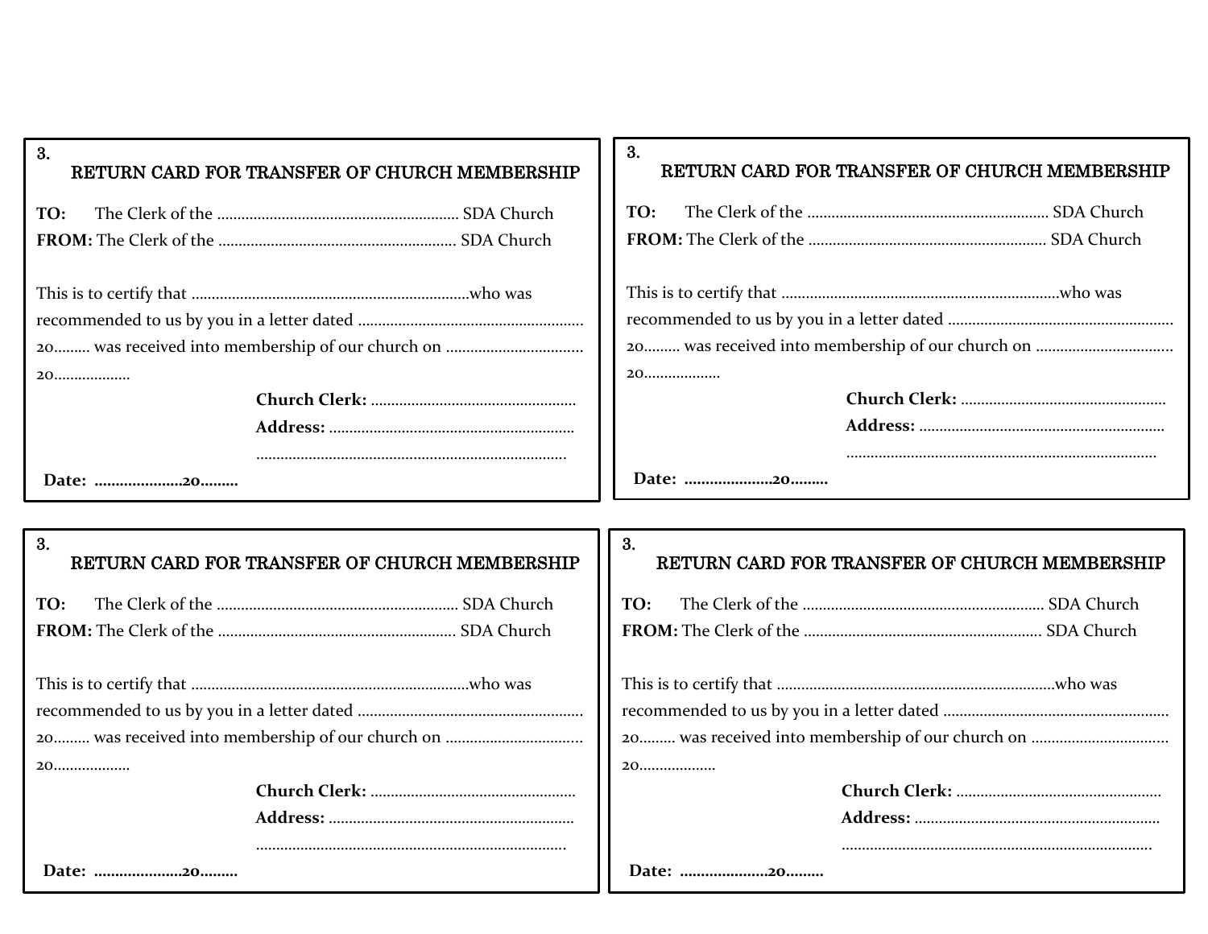3.

### RETURN CARD FOR TRANSFER OF CHURCH MEMBERSHIP

**TO:** The Clerk of the ........................................................... SDA Church
**FROM:** The Clerk of the .......................................................... SDA Church

This is to certify that ....................................................................who was recommended to us by you in a letter dated ....................................................... 20......... was received into membership of our church on ................................. 20..................

**Church Clerk:** ..................................................
**Address:** ............................................................
...........................................................................

**Date: ....................20.........**

3.

### RETURN CARD FOR TRANSFER OF CHURCH MEMBERSHIP

**TO:** The Clerk of the ........................................................... SDA Church
**FROM:** The Clerk of the .......................................................... SDA Church

This is to certify that ....................................................................who was recommended to us by you in a letter dated ....................................................... 20......... was received into membership of our church on ................................. 20..................

**Church Clerk:** ..................................................
**Address:** ............................................................
...........................................................................

**Date: ....................20.........**

3.

### RETURN CARD FOR TRANSFER OF CHURCH MEMBERSHIP

**TO:** The Clerk of the ........................................................... SDA Church
**FROM:** The Clerk of the .......................................................... SDA Church

This is to certify that ....................................................................who was recommended to us by you in a letter dated ....................................................... 20......... was received into membership of our church on ................................. 20..................

**Church Clerk:** ..................................................
**Address:** ............................................................
...........................................................................

**Date: ....................20.........**

3.

### RETURN CARD FOR TRANSFER OF CHURCH MEMBERSHIP

**TO:** The Clerk of the ........................................................... SDA Church
**FROM:** The Clerk of the .......................................................... SDA Church

This is to certify that ....................................................................who was recommended to us by you in a letter dated ....................................................... 20......... was received into membership of our church on ................................. 20..................

**Church Clerk:** ..................................................
**Address:** ............................................................
...........................................................................

**Date: ....................20.........**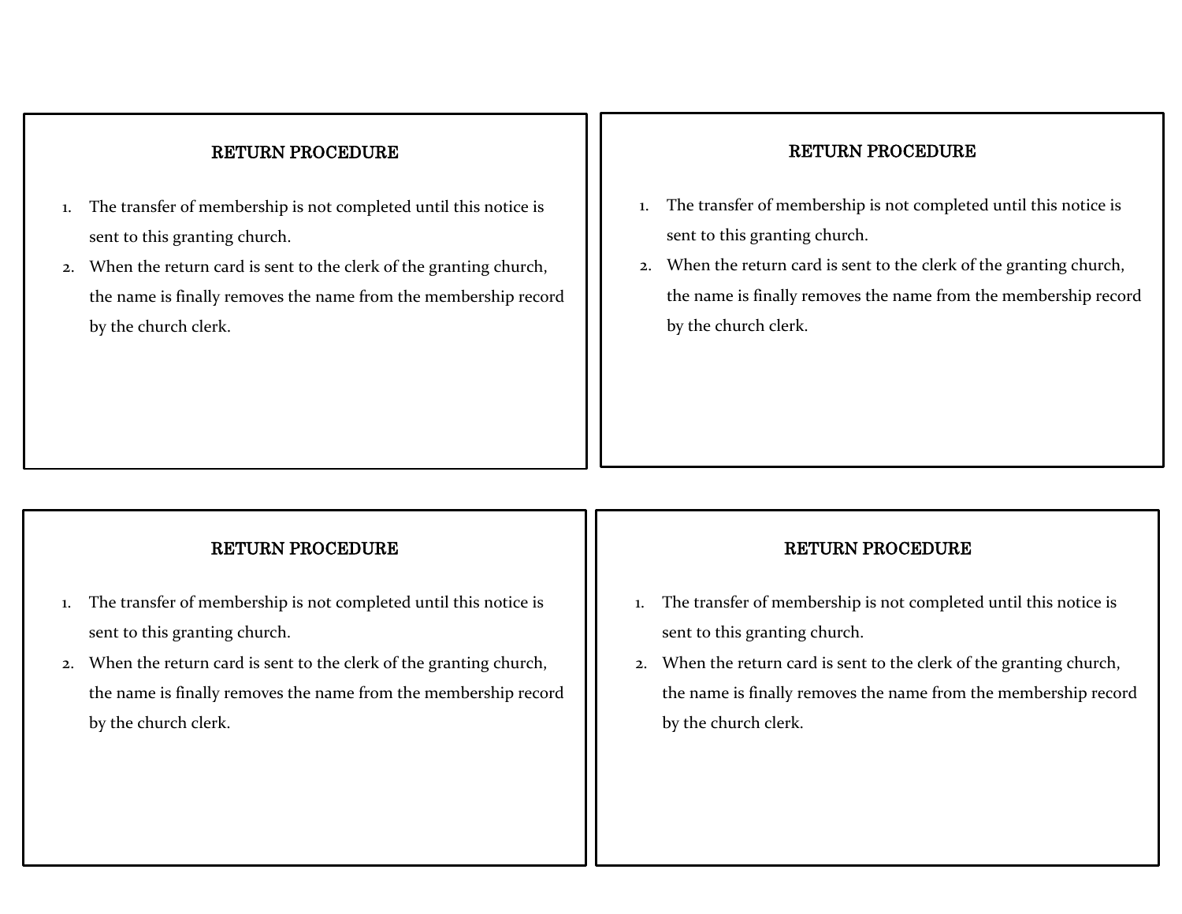## RETURN PROCEDURE

1. The transfer of membership is not completed until this notice is sent to this granting church.
2. When the return card is sent to the clerk of the granting church, the name is finally removes the name from the membership record by the church clerk.

## RETURN PROCEDURE

1. The transfer of membership is not completed until this notice is sent to this granting church.
2. When the return card is sent to the clerk of the granting church, the name is finally removes the name from the membership record by the church clerk.

## RETURN PROCEDURE

1. The transfer of membership is not completed until this notice is sent to this granting church.
2. When the return card is sent to the clerk of the granting church, the name is finally removes the name from the membership record by the church clerk.

## RETURN PROCEDURE

1. The transfer of membership is not completed until this notice is sent to this granting church.
2. When the return card is sent to the clerk of the granting church, the name is finally removes the name from the membership record by the church clerk.